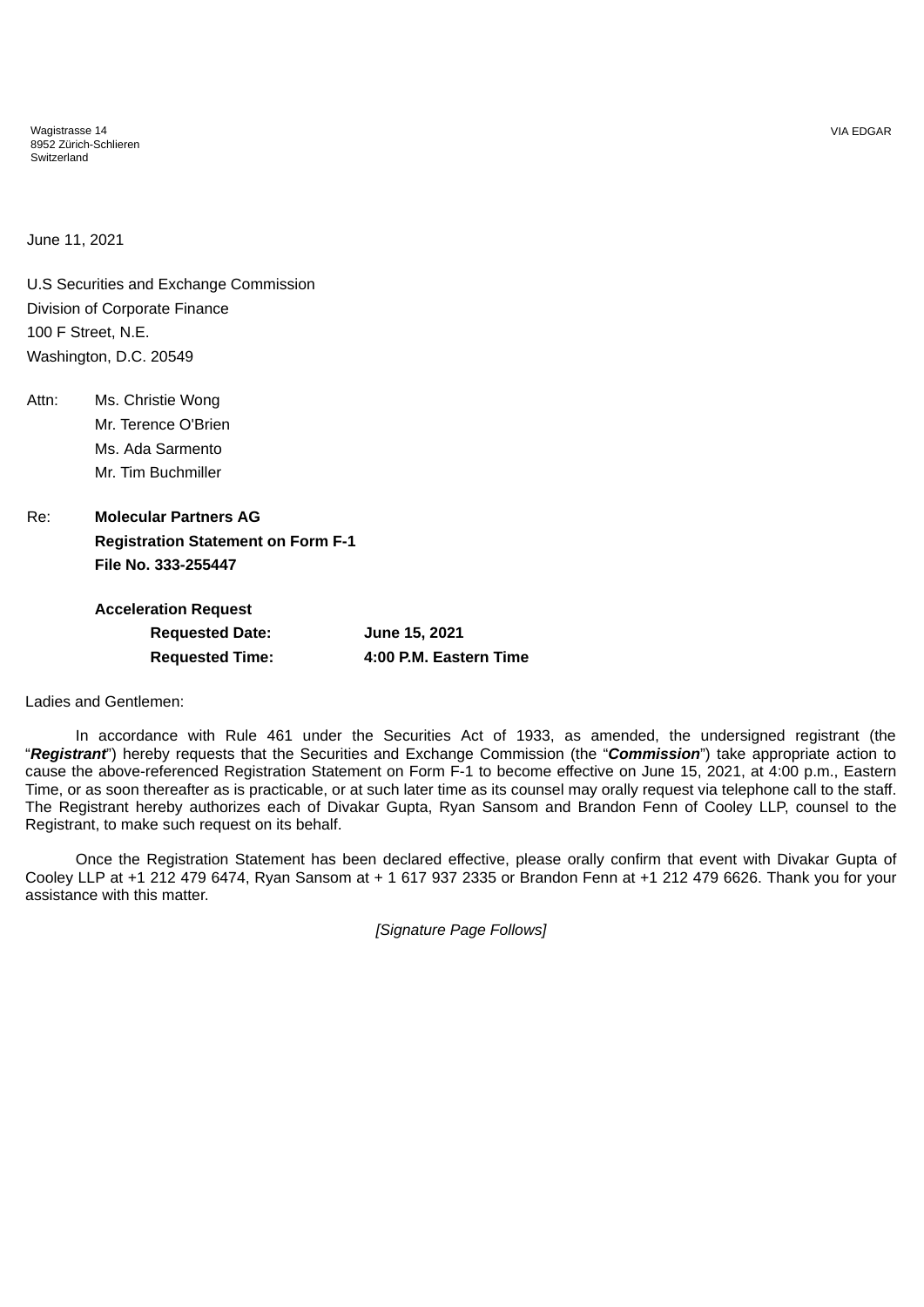Wagistrasse 14
8952 Zürich-Schlieren
Switzerland

VIA EDGAR

June 11, 2021

U.S Securities and Exchange Commission
Division of Corporate Finance
100 F Street, N.E.
Washington, D.C. 20549

Attn: Ms. Christie Wong
Mr. Terence O'Brien
Ms. Ada Sarmento
Mr. Tim Buchmiller

Re: **Molecular Partners AG**
**Registration Statement on Form F-1**
**File No. 333-255447**

**Acceleration Request**

| **Requested Date:** | **June 15, 2021** |
|---|---|
| **Requested Time:** | **4:00 P.M. Eastern Time** |

Ladies and Gentlemen:

In accordance with Rule 461 under the Securities Act of 1933, as amended, the undersigned registrant (the "***Registrant***") hereby requests that the Securities and Exchange Commission (the "***Commission***") take appropriate action to cause the above-referenced Registration Statement on Form F-1 to become effective on June 15, 2021, at 4:00 p.m., Eastern Time, or as soon thereafter as is practicable, or at such later time as its counsel may orally request via telephone call to the staff. The Registrant hereby authorizes each of Divakar Gupta, Ryan Sansom and Brandon Fenn of Cooley LLP, counsel to the Registrant, to make such request on its behalf.

Once the Registration Statement has been declared effective, please orally confirm that event with Divakar Gupta of Cooley LLP at +1 212 479 6474, Ryan Sansom at + 1 617 937 2335 or Brandon Fenn at +1 212 479 6626. Thank you for your assistance with this matter.

*[Signature Page Follows]*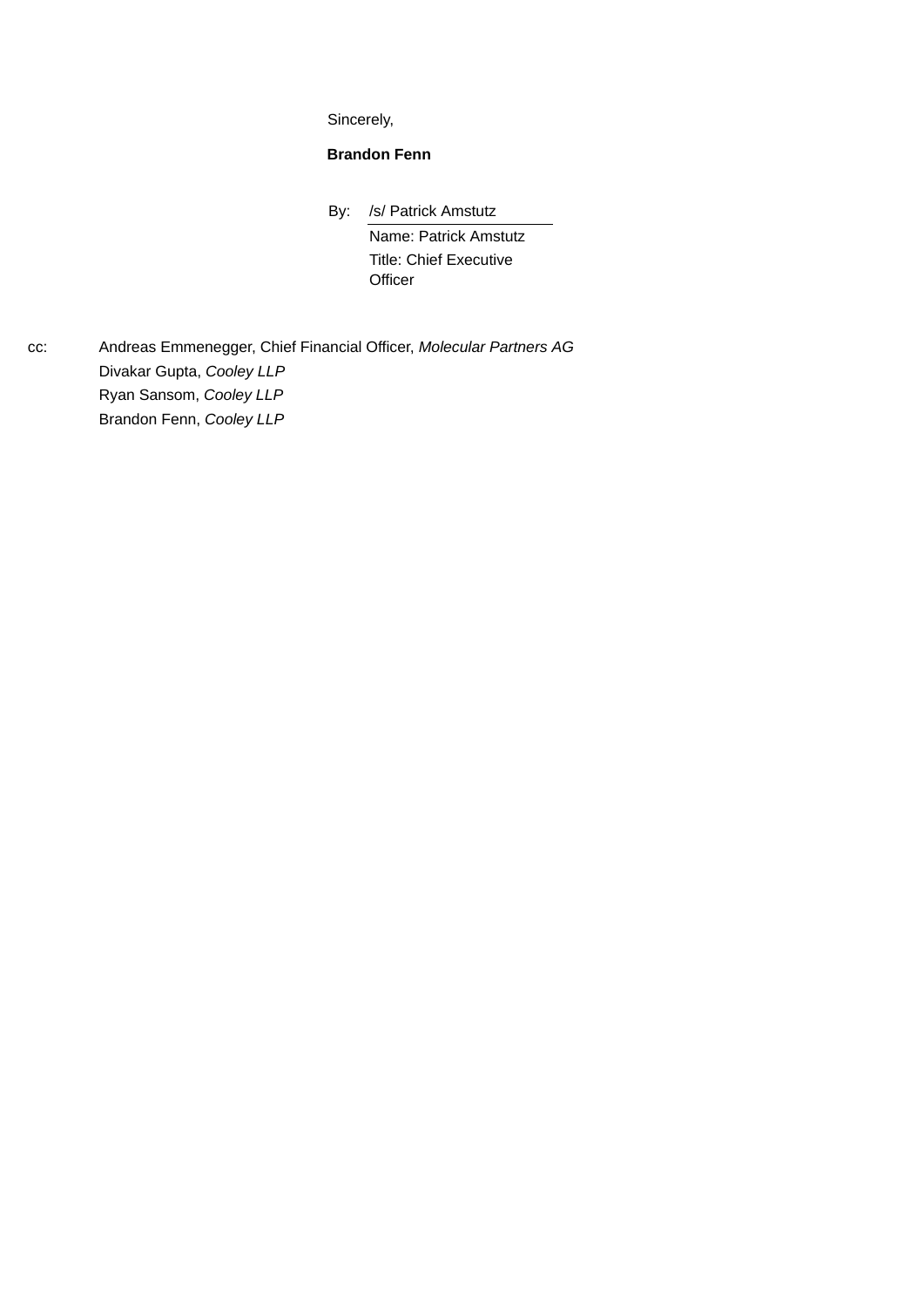Sincerely,

**Brandon Fenn**

By: /s/ Patrick Amstutz

Name: Patrick Amstutz

Title: Chief Executive Officer

cc: Andreas Emmenegger, Chief Financial Officer, *Molecular Partners AG*

Divakar Gupta, *Cooley LLP*

Ryan Sansom, *Cooley LLP*

Brandon Fenn, *Cooley LLP*